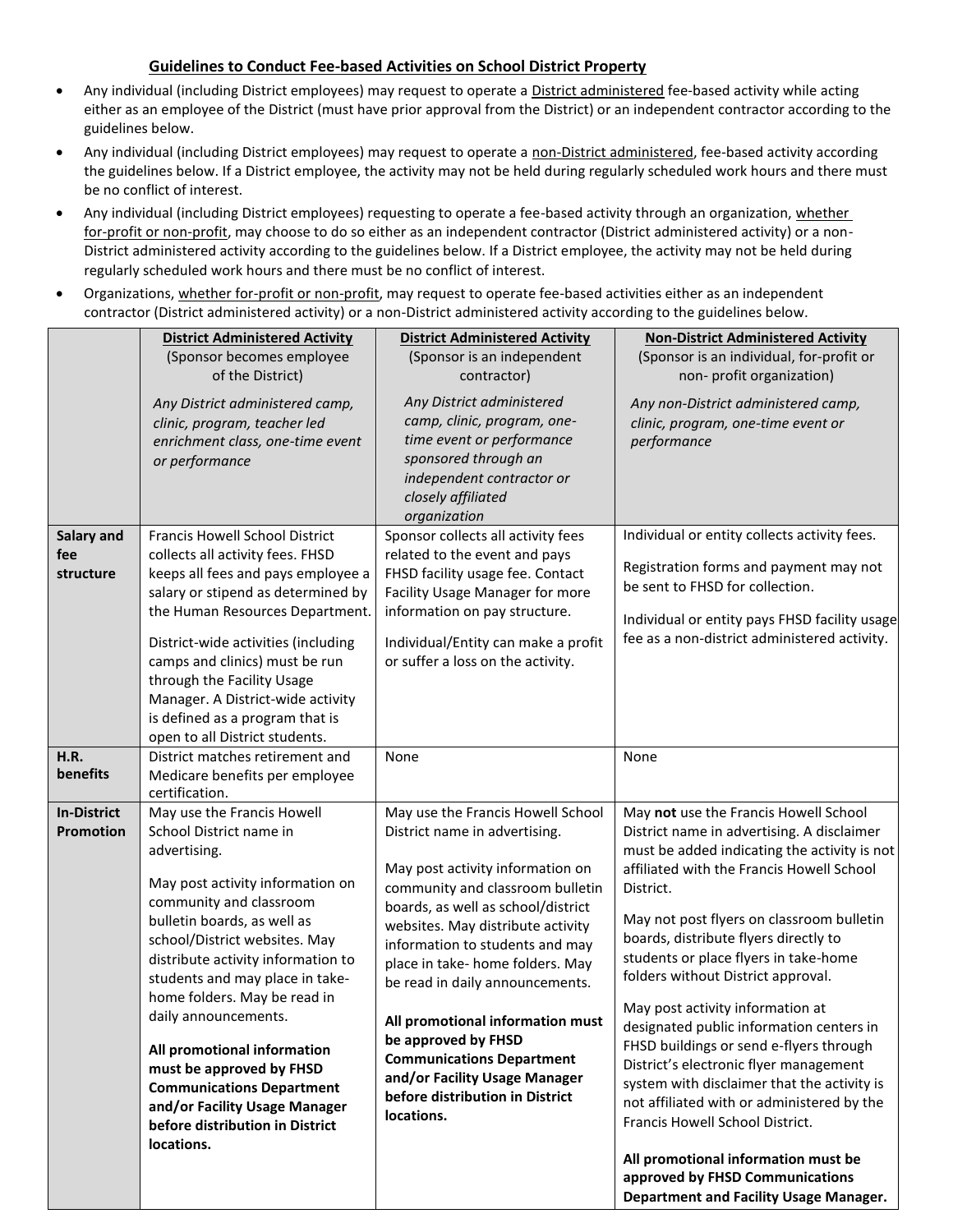**Guidelines to Conduct Fee-based Activities on School District Property**

- Any individual (including District employees) may request to operate a District administered fee-based activity while acting either as an employee of the District (must have prior approval from the District) or an independent contractor according to the guidelines below.
- Any individual (including District employees) may request to operate a non-District administered, fee-based activity according the guidelines below. If a District employee, the activity may not be held during regularly scheduled work hours and there must be no conflict of interest.
- Any individual (including District employees) requesting to operate a fee-based activity through an organization, whether for-profit or non-profit, may choose to do so either as an independent contractor (District administered activity) or a non-District administered activity according to the guidelines below. If a District employee, the activity may not be held during regularly scheduled work hours and there must be no conflict of interest.
- Organizations, whether for-profit or non-profit, may request to operate fee-based activities either as an independent contractor (District administered activity) or a non-District administered activity according to the guidelines below.

| | **District Administered Activity** (Sponsor becomes employee of the District) *Any District administered camp, clinic, program, teacher led enrichment class, one-time event or performance* | **District Administered Activity** (Sponsor is an independent contractor) *Any District administered camp, clinic, program, one-time event or performance sponsored through an independent contractor or closely affiliated organization* | **Non-District Administered Activity** (Sponsor is an individual, for-profit or non- profit organization) *Any non-District administered camp, clinic, program, one-time event or performance* |
|---|---|---|---|
| **Salary and fee structure** | Francis Howell School District collects all activity fees. FHSD keeps all fees and pays employee a salary or stipend as determined by the Human Resources Department.<br><br>District-wide activities (including camps and clinics) must be run through the Facility Usage Manager. A District-wide activity is defined as a program that is open to all District students. | Sponsor collects all activity fees related to the event and pays FHSD facility usage fee. Contact Facility Usage Manager for more information on pay structure.<br><br>Individual/Entity can make a profit or suffer a loss on the activity. | Individual or entity collects activity fees.<br><br>Registration forms and payment may not be sent to FHSD for collection.<br><br>Individual or entity pays FHSD facility usage fee as a non-district administered activity. |
| **H.R. benefits** | District matches retirement and Medicare benefits per employee certification. | None | None |
| **In-District Promotion** | May use the Francis Howell School District name in advertising.<br><br>May post activity information on community and classroom bulletin boards, as well as school/District websites. May distribute activity information to students and may place in take-home folders. May be read in daily announcements.<br><br>**All promotional information must be approved by FHSD Communications Department and/or Facility Usage Manager before distribution in District locations.** | May use the Francis Howell School District name in advertising.<br><br>May post activity information on community and classroom bulletin boards, as well as school/district websites. May distribute activity information to students and may place in take- home folders. May be read in daily announcements.<br><br>**All promotional information must be approved by FHSD Communications Department and/or Facility Usage Manager before distribution in District locations.** | May **not** use the Francis Howell School District name in advertising. A disclaimer must be added indicating the activity is not affiliated with the Francis Howell School District.<br><br>May not post flyers on classroom bulletin boards, distribute flyers directly to students or place flyers in take-home folders without District approval.<br><br>May post activity information at designated public information centers in FHSD buildings or send e-flyers through District's electronic flyer management system with disclaimer that the activity is not affiliated with or administered by the Francis Howell School District.<br><br>**All promotional information must be approved by FHSD Communications Department and Facility Usage Manager.** |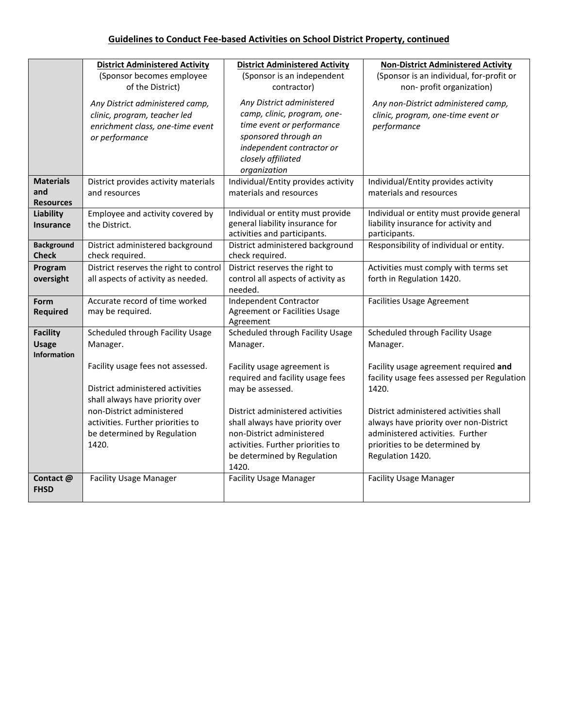**Guidelines to Conduct Fee-based Activities on School District Property, continued**

| | **District Administered Activity** (Sponsor becomes employee of the District) *Any District administered camp, clinic, program, teacher led enrichment class, one-time event or performance* | **District Administered Activity** (Sponsor is an independent contractor) *Any District administered camp, clinic, program, one-time event or performance sponsored through an independent contractor or closely affiliated organization* | **Non-District Administered Activity** (Sponsor is an individual, for-profit or non- profit organization) *Any non-District administered camp, clinic, program, one-time event or performance* |
|---|---|---|---|
| **Materials and Resources** | District provides activity materials and resources | Individual/Entity provides activity materials and resources | Individual/Entity provides activity materials and resources |
| **Liability Insurance** | Employee and activity covered by the District. | Individual or entity must provide general liability insurance for activities and participants. | Individual or entity must provide general liability insurance for activity and participants. |
| **Background Check** | District administered background check required. | District administered background check required. | Responsibility of individual or entity. |
| **Program oversight** | District reserves the right to control all aspects of activity as needed. | District reserves the right to control all aspects of activity as needed. | Activities must comply with terms set forth in Regulation 1420. |
| **Form Required** | Accurate record of time worked may be required. | Independent Contractor Agreement or Facilities Usage Agreement | Facilities Usage Agreement |
| **Facility Usage Information** | Scheduled through Facility Usage Manager.<br><br>Facility usage fees not assessed.<br><br>District administered activities shall always have priority over non-District administered activities. Further priorities to be determined by Regulation 1420. | Scheduled through Facility Usage Manager.<br><br>Facility usage agreement is required and facility usage fees may be assessed.<br><br>District administered activities shall always have priority over non-District administered activities. Further priorities to be determined by Regulation 1420. | Scheduled through Facility Usage Manager.<br><br>Facility usage agreement required **and** facility usage fees assessed per Regulation 1420.<br><br>District administered activities shall always have priority over non-District administered activities. Further priorities to be determined by Regulation 1420. |
| **Contact @ FHSD** | Facility Usage Manager | Facility Usage Manager | Facility Usage Manager |